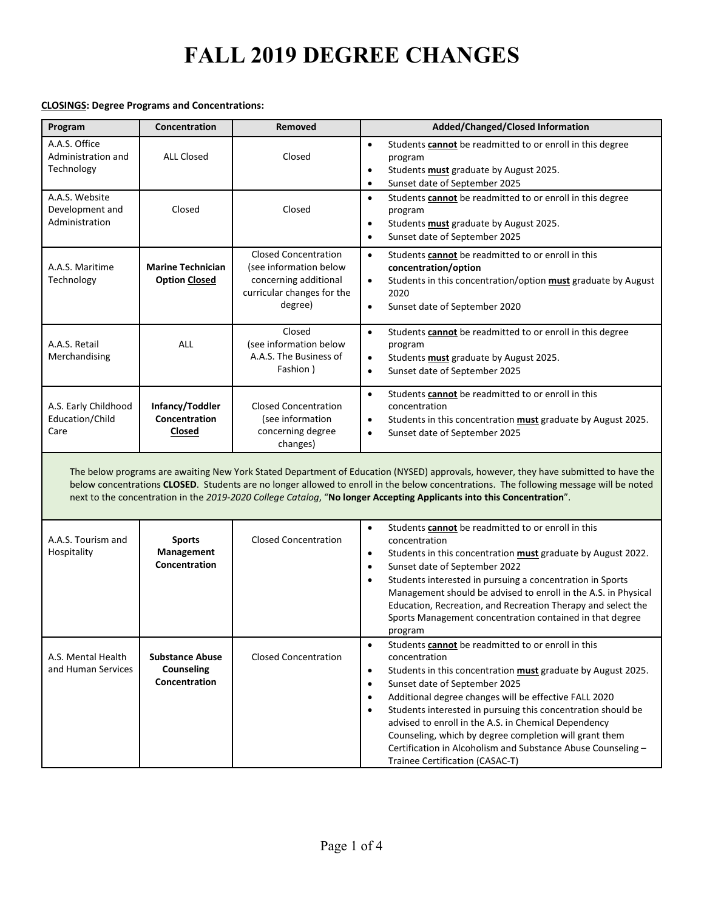# FALL 2019 DEGREE CHANGES

**<u>CLOSINGS</u>: Degree Programs and Concentrations:**

| Program | Concentration | Removed | Added/Changed/Closed Information |
|---|---|---|---|
| A.A.S. Office Administration and Technology | ALL Closed | Closed | • Students **<u>cannot</u>** be readmitted to or enroll in this degree program<br>• Students **<u>must</u>** graduate by August 2025.<br>• Sunset date of September 2025 |
| A.A.S. Website Development and Administration | Closed | Closed | • Students **<u>cannot</u>** be readmitted to or enroll in this degree program<br>• Students **<u>must</u>** graduate by August 2025.<br>• Sunset date of September 2025 |
| A.A.S. Maritime Technology | **Marine Technician Option <u>Closed</u>** | Closed Concentration (see information below concerning additional curricular changes for the degree) | • Students **<u>cannot</u>** be readmitted to or enroll in this **concentration/option**<br>• Students in this concentration/option **<u>must</u>** graduate by August 2020<br>• Sunset date of September 2020 |
| A.A.S. Retail Merchandising | ALL | Closed (see information below A.A.S. The Business of Fashion ) | • Students **<u>cannot</u>** be readmitted to or enroll in this degree program<br>• Students **<u>must</u>** graduate by August 2025.<br>• Sunset date of September 2025 |
| A.S. Early Childhood Education/Child Care | **Infancy/Toddler Concentration <u>Closed</u>** | Closed Concentration (see information concerning degree changes) | • Students **<u>cannot</u>** be readmitted to or enroll in this concentration<br>• Students in this concentration **<u>must</u>** graduate by August 2025.<br>• Sunset date of September 2025 |
| The below programs are awaiting New York Stated Department of Education (NYSED) approvals, however, they have submitted to have the below concentrations **CLOSED**. Students are no longer allowed to enroll in the below concentrations. The following message will be noted next to the concentration in the *2019-2020 College Catalog*, "**No longer Accepting Applicants into this Concentration**". | | | |
| A.A.S. Tourism and Hospitality | **Sports Management Concentration** | Closed Concentration | • Students **<u>cannot</u>** be readmitted to or enroll in this concentration<br>• Students in this concentration **<u>must</u>** graduate by August 2022.<br>• Sunset date of September 2022<br>• Students interested in pursuing a concentration in Sports Management should be advised to enroll in the A.S. in Physical Education, Recreation, and Recreation Therapy and select the Sports Management concentration contained in that degree program |
| A.S. Mental Health and Human Services | **Substance Abuse Counseling Concentration** | Closed Concentration | • Students **<u>cannot</u>** be readmitted to or enroll in this concentration<br>• Students in this concentration **<u>must</u>** graduate by August 2025.<br>• Sunset date of September 2025<br>• Additional degree changes will be effective FALL 2020<br>• Students interested in pursuing this concentration should be advised to enroll in the A.S. in Chemical Dependency Counseling, which by degree completion will grant them Certification in Alcoholism and Substance Abuse Counseling – Trainee Certification (CASAC-T) |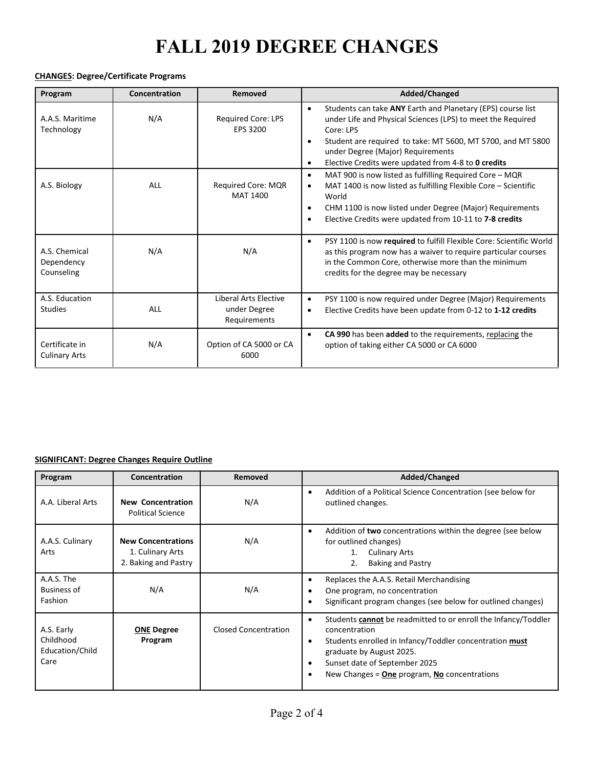# FALL 2019 DEGREE CHANGES

**CHANGES: Degree/Certificate Programs**

| Program | Concentration | Removed | Added/Changed |
|---|---|---|---|
| A.A.S. Maritime Technology | N/A | Required Core: LPS EPS 3200 | • Students can take **ANY** Earth and Planetary (EPS) course list under Life and Physical Sciences (LPS) to meet the Required Core: LPS<br>• Student are required to take: MT 5600, MT 5700, and MT 5800 under Degree (Major) Requirements<br>• Elective Credits were updated from 4-8 to **0 credits** |
| A.S. Biology | ALL | Required Core: MQR MAT 1400 | • MAT 900 is now listed as fulfilling Required Core – MQR<br>• MAT 1400 is now listed as fulfilling Flexible Core – Scientific World<br>• CHM 1100 is now listed under Degree (Major) Requirements<br>• Elective Credits were updated from 10-11 to **7-8 credits** |
| A.S. Chemical Dependency Counseling | N/A | N/A | • PSY 1100 is now **required** to fulfill Flexible Core: Scientific World as this program now has a waiver to require particular courses in the Common Core, otherwise more than the minimum credits for the degree may be necessary |
| A.S. Education Studies | ALL | Liberal Arts Elective under Degree Requirements | • PSY 1100 is now required under Degree (Major) Requirements<br>• Elective Credits have been update from 0-12 to **1-12 credits** |
| Certificate in Culinary Arts | N/A | Option of CA 5000 or CA 6000 | • **CA 990** has been **added** to the requirements, replacing the option of taking either CA 5000 or CA 6000 |

**SIGNIFICANT: Degree Changes Require Outline**

| Program | Concentration | Removed | Added/Changed |
|---|---|---|---|
| A.A. Liberal Arts | **New Concentration** Political Science | N/A | • Addition of a Political Science Concentration (see below for outlined changes. |
| A.A.S. Culinary Arts | **New Concentrations** 1. Culinary Arts 2. Baking and Pastry | N/A | • Addition of **two** concentrations within the degree (see below for outlined changes)<br>1. Culinary Arts<br>2. Baking and Pastry |
| A.A.S. The Business of Fashion | N/A | N/A | • Replaces the A.A.S. Retail Merchandising<br>• One program, no concentration<br>• Significant program changes (see below for outlined changes) |
| A.S. Early Childhood Education/Child Care | **ONE Degree Program** | Closed Concentration | • Students **cannot** be readmitted to or enroll the Infancy/Toddler concentration<br>• Students enrolled in Infancy/Toddler concentration **must** graduate by August 2025.<br>• Sunset date of September 2025<br>• New Changes = **One** program, **No** concentrations |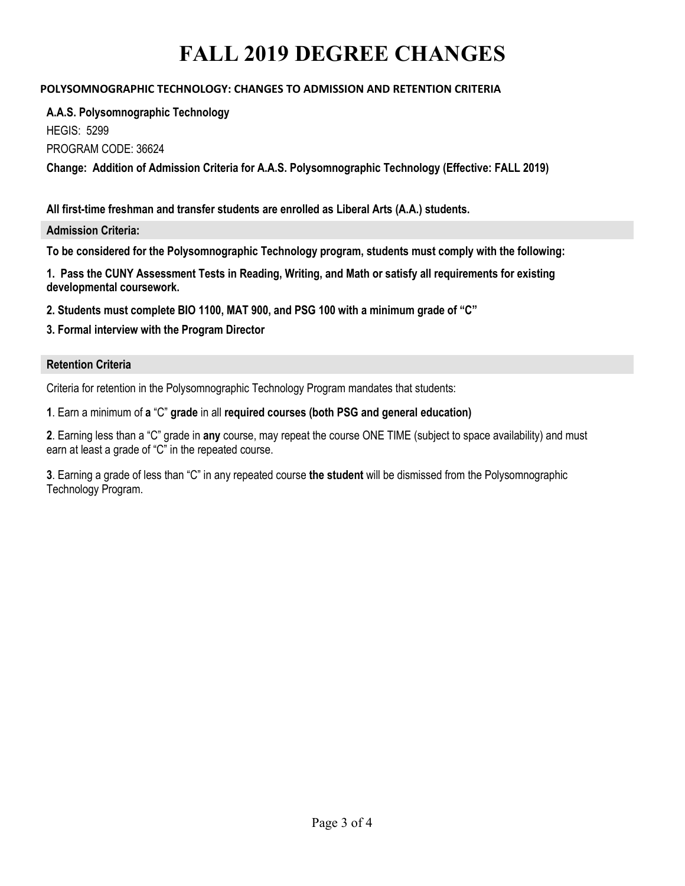# FALL 2019 DEGREE CHANGES

**POLYSOMNOGRAPHIC TECHNOLOGY: CHANGES TO ADMISSION AND RETENTION CRITERIA**

**A.A.S. Polysomnographic Technology**

HEGIS: 5299

PROGRAM CODE: 36624

**Change: Addition of Admission Criteria for A.A.S. Polysomnographic Technology (Effective: FALL 2019)**

**All first-time freshman and transfer students are enrolled as Liberal Arts (A.A.) students.**

**Admission Criteria:**

**To be considered for the Polysomnographic Technology program, students must comply with the following:**

**1. Pass the CUNY Assessment Tests in Reading, Writing, and Math or satisfy all requirements for existing developmental coursework.**

**2. Students must complete BIO 1100, MAT 900, and PSG 100 with a minimum grade of "C"**

**3. Formal interview with the Program Director**

**Retention Criteria**

Criteria for retention in the Polysomnographic Technology Program mandates that students:

**1**. Earn a minimum of **a** "C" **grade** in all **required courses (both PSG and general education)**

**2**. Earning less than a "C" grade in **any** course, may repeat the course ONE TIME (subject to space availability) and must earn at least a grade of "C" in the repeated course.

**3**. Earning a grade of less than "C" in any repeated course **the student** will be dismissed from the Polysomnographic Technology Program.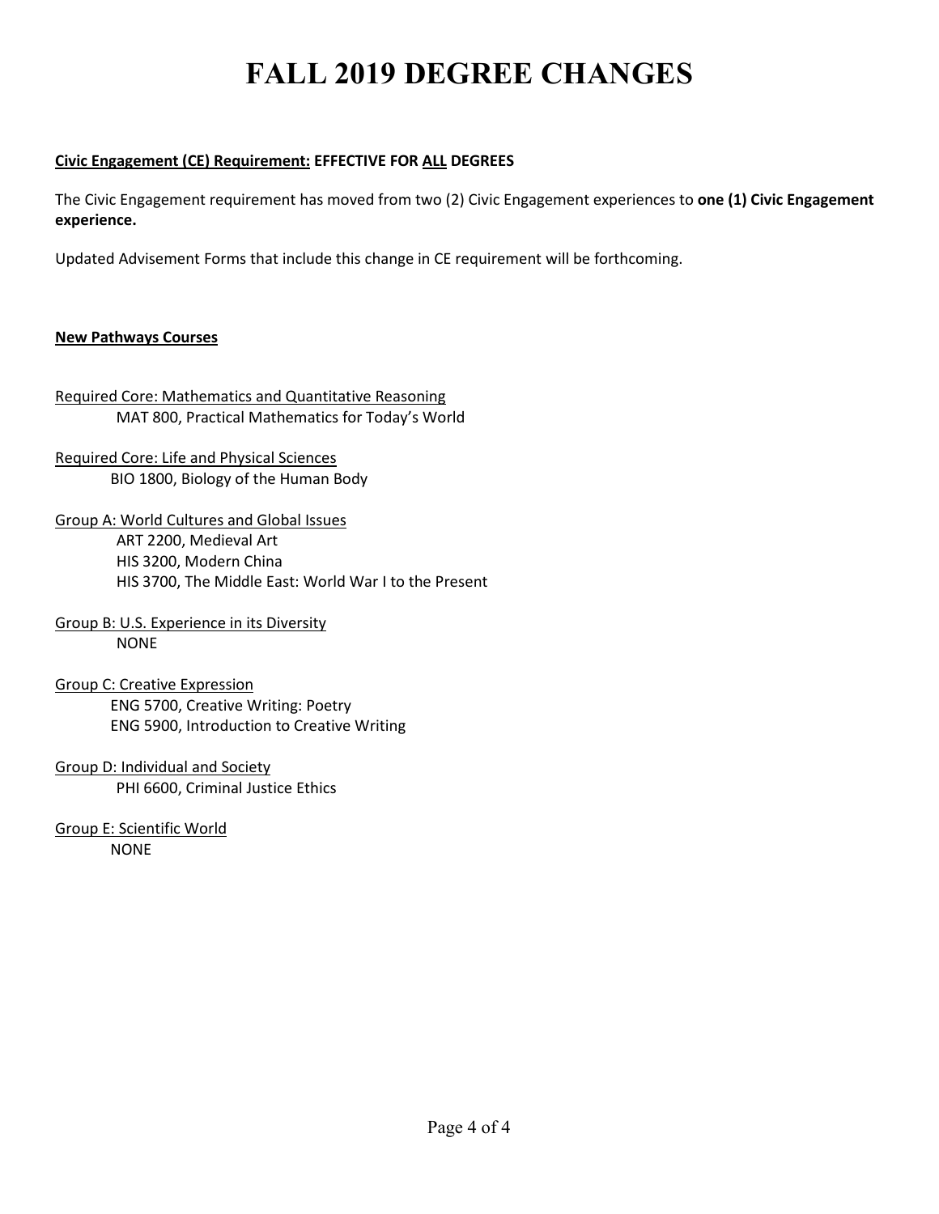# FALL 2019 DEGREE CHANGES

**Civic Engagement (CE) Requirement: EFFECTIVE FOR ALL DEGREES**

The Civic Engagement requirement has moved from two (2) Civic Engagement experiences to **one (1) Civic Engagement experience.**

Updated Advisement Forms that include this change in CE requirement will be forthcoming.

**New Pathways Courses**

Required Core: Mathematics and Quantitative Reasoning
- MAT 800, Practical Mathematics for Today's World

Required Core: Life and Physical Sciences
- BIO 1800, Biology of the Human Body

Group A: World Cultures and Global Issues
- ART 2200, Medieval Art
- HIS 3200, Modern China
- HIS 3700, The Middle East: World War I to the Present

Group B: U.S. Experience in its Diversity
- NONE

Group C: Creative Expression
- ENG 5700, Creative Writing: Poetry
- ENG 5900, Introduction to Creative Writing

Group D: Individual and Society
- PHI 6600, Criminal Justice Ethics

Group E: Scientific World
- NONE